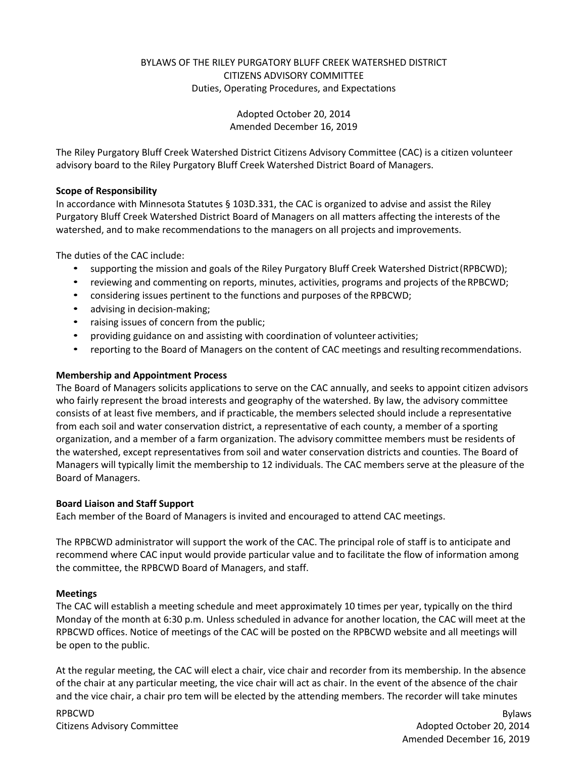# BYLAWS OF THE RILEY PURGATORY BLUFF CREEK WATERSHED DISTRICT CITIZENS ADVISORY COMMITTEE

Duties, Operating Procedures, and Expectations

Adopted October 20, 2014
Amended December 16, 2019

The Riley Purgatory Bluff Creek Watershed District Citizens Advisory Committee (CAC) is a citizen volunteer advisory board to the Riley Purgatory Bluff Creek Watershed District Board of Managers.

**Scope of Responsibility**

In accordance with Minnesota Statutes § 103D.331, the CAC is organized to advise and assist the Riley Purgatory Bluff Creek Watershed District Board of Managers on all matters affecting the interests of the watershed, and to make recommendations to the managers on all projects and improvements.

The duties of the CAC include:

- supporting the mission and goals of the Riley Purgatory Bluff Creek Watershed District (RPBCWD);
- reviewing and commenting on reports, minutes, activities, programs and projects of the RPBCWD;
- considering issues pertinent to the functions and purposes of the RPBCWD;
- advising in decision-making;
- raising issues of concern from the public;
- providing guidance on and assisting with coordination of volunteer activities;
- reporting to the Board of Managers on the content of CAC meetings and resulting recommendations.

**Membership and Appointment Process**

The Board of Managers solicits applications to serve on the CAC annually, and seeks to appoint citizen advisors who fairly represent the broad interests and geography of the watershed. By law, the advisory committee consists of at least five members, and if practicable, the members selected should include a representative from each soil and water conservation district, a representative of each county, a member of a sporting organization, and a member of a farm organization. The advisory committee members must be residents of the watershed, except representatives from soil and water conservation districts and counties. The Board of Managers will typically limit the membership to 12 individuals. The CAC members serve at the pleasure of the Board of Managers.

**Board Liaison and Staff Support**

Each member of the Board of Managers is invited and encouraged to attend CAC meetings.

The RPBCWD administrator will support the work of the CAC. The principal role of staff is to anticipate and recommend where CAC input would provide particular value and to facilitate the flow of information among the committee, the RPBCWD Board of Managers, and staff.

**Meetings**

The CAC will establish a meeting schedule and meet approximately 10 times per year, typically on the third Monday of the month at 6:30 p.m. Unless scheduled in advance for another location, the CAC will meet at the RPBCWD offices. Notice of meetings of the CAC will be posted on the RPBCWD website and all meetings will be open to the public.

At the regular meeting, the CAC will elect a chair, vice chair and recorder from its membership. In the absence of the chair at any particular meeting, the vice chair will act as chair. In the event of the absence of the chair and the vice chair, a chair pro tem will be elected by the attending members. The recorder will take minutes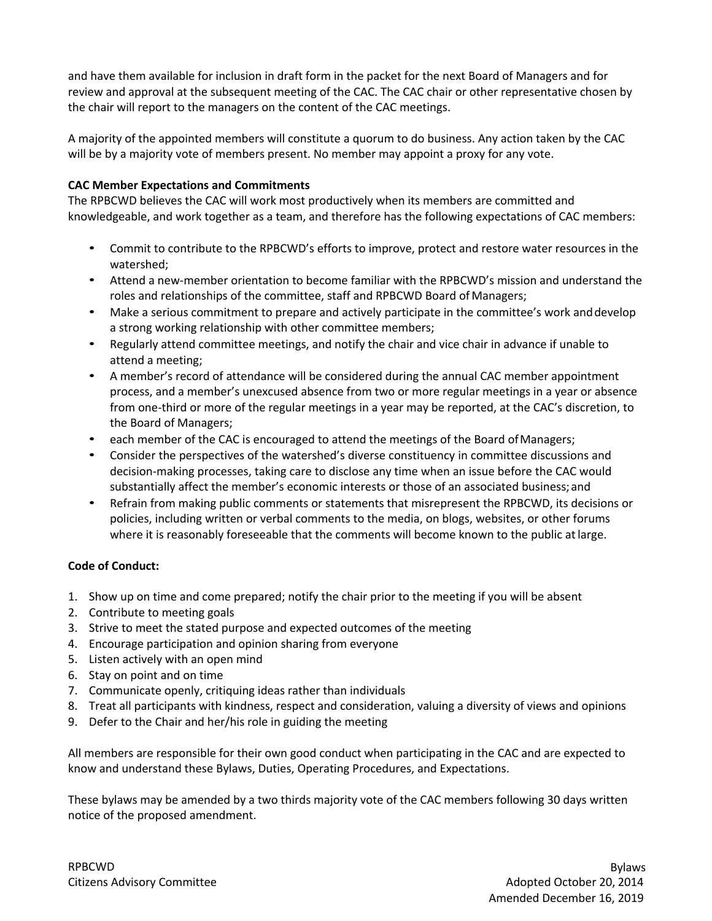and have them available for inclusion in draft form in the packet for the next Board of Managers and for review and approval at the subsequent meeting of the CAC. The CAC chair or other representative chosen by the chair will report to the managers on the content of the CAC meetings.

A majority of the appointed members will constitute a quorum to do business. Any action taken by the CAC will be by a majority vote of members present. No member may appoint a proxy for any vote.

**CAC Member Expectations and Commitments**

The RPBCWD believes the CAC will work most productively when its members are committed and knowledgeable, and work together as a team, and therefore has the following expectations of CAC members:

- Commit to contribute to the RPBCWD's efforts to improve, protect and restore water resources in the watershed;
- Attend a new-member orientation to become familiar with the RPBCWD's mission and understand the roles and relationships of the committee, staff and RPBCWD Board of Managers;
- Make a serious commitment to prepare and actively participate in the committee's work and develop a strong working relationship with other committee members;
- Regularly attend committee meetings, and notify the chair and vice chair in advance if unable to attend a meeting;
- A member's record of attendance will be considered during the annual CAC member appointment process, and a member's unexcused absence from two or more regular meetings in a year or absence from one-third or more of the regular meetings in a year may be reported, at the CAC's discretion, to the Board of Managers;
- each member of the CAC is encouraged to attend the meetings of the Board of Managers;
- Consider the perspectives of the watershed's diverse constituency in committee discussions and decision-making processes, taking care to disclose any time when an issue before the CAC would substantially affect the member's economic interests or those of an associated business; and
- Refrain from making public comments or statements that misrepresent the RPBCWD, its decisions or policies, including written or verbal comments to the media, on blogs, websites, or other forums where it is reasonably foreseeable that the comments will become known to the public at large.

**Code of Conduct:**

1. Show up on time and come prepared; notify the chair prior to the meeting if you will be absent
2. Contribute to meeting goals
3. Strive to meet the stated purpose and expected outcomes of the meeting
4. Encourage participation and opinion sharing from everyone
5. Listen actively with an open mind
6. Stay on point and on time
7. Communicate openly, critiquing ideas rather than individuals
8. Treat all participants with kindness, respect and consideration, valuing a diversity of views and opinions
9. Defer to the Chair and her/his role in guiding the meeting

All members are responsible for their own good conduct when participating in the CAC and are expected to know and understand these Bylaws, Duties, Operating Procedures, and Expectations.

These bylaws may be amended by a two thirds majority vote of the CAC members following 30 days written notice of the proposed amendment.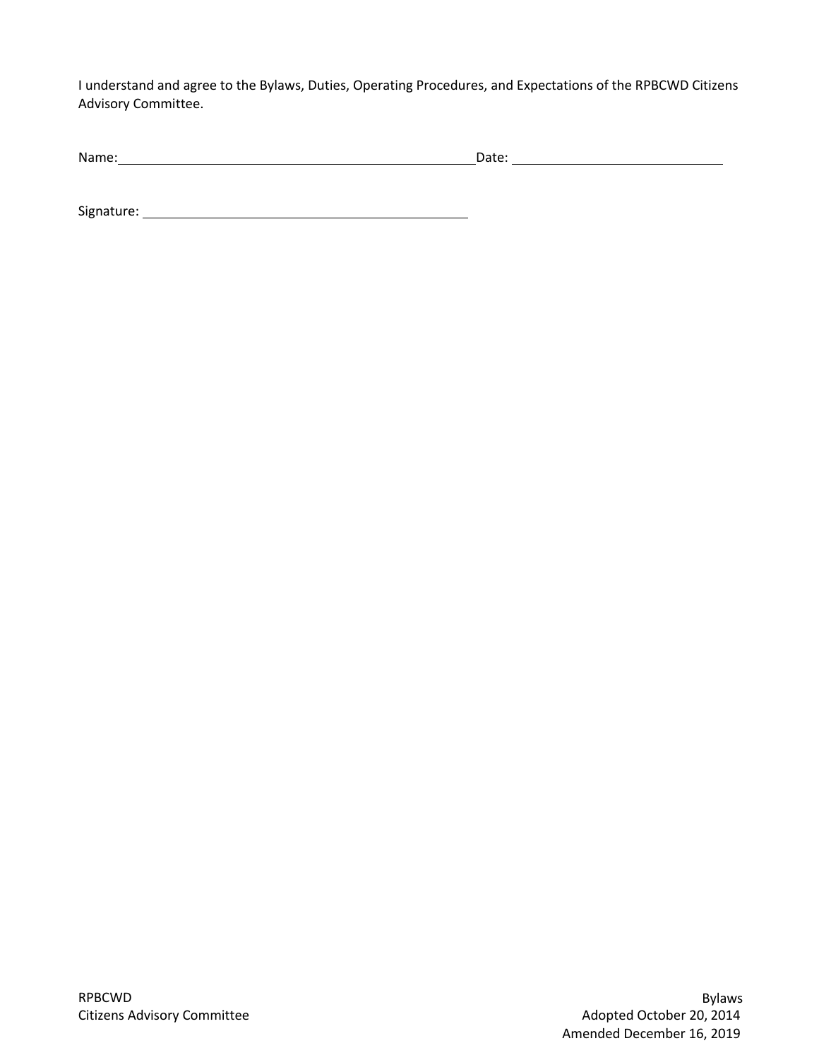I understand and agree to the Bylaws, Duties, Operating Procedures, and Expectations of the RPBCWD Citizens Advisory Committee.

Name: ______________________________________________ Date: ____________________________

Signature: ____________________________________________